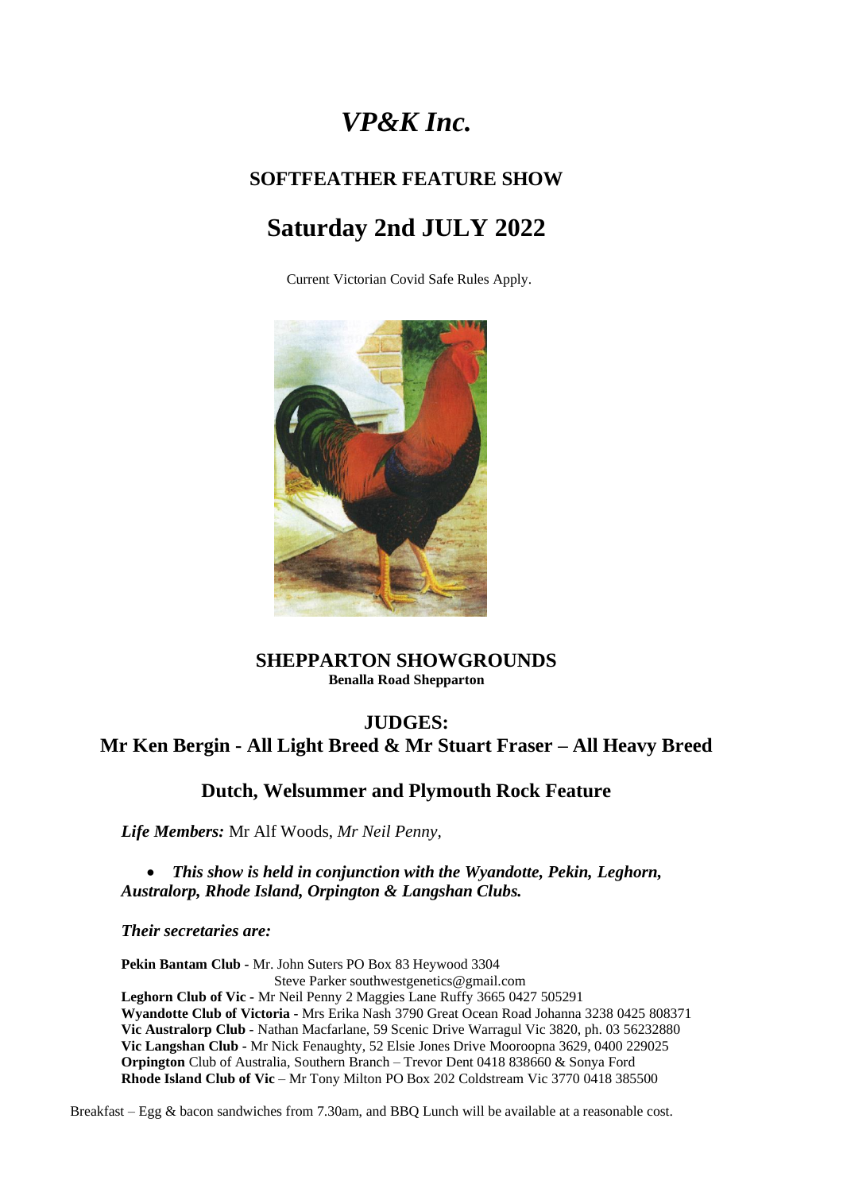# *VP&K Inc.*

## SOFTFEATHER FEATURE SHOW

## Saturday 2nd JULY 2022

Current Victorian Covid Safe Rules Apply.

### SHEPPARTON SHOWGROUNDS

**Benalla Road Shepparton**

### JUDGES:

### Mr Ken Bergin - All Light Breed & Mr Stuart Fraser – All Heavy Breed

### Dutch, Welsummer and Plymouth Rock Feature

***Life Members:*** Mr Alf Woods, *Mr Neil Penny,*

- ***This show is held in conjunction with the Wyandotte, Pekin, Leghorn, Australorp, Rhode Island, Orpington & Langshan Clubs.***

***Their secretaries are:***

**Pekin Bantam Club** - Mr. John Suters PO Box 83 Heywood 3304
Steve Parker southwestgenetics@gmail.com
**Leghorn Club of Vic** - Mr Neil Penny 2 Maggies Lane Ruffy 3665 0427 505291
**Wyandotte Club of Victoria** - Mrs Erika Nash 3790 Great Ocean Road Johanna 3238 0425 808371
**Vic Australorp Club** - Nathan Macfarlane, 59 Scenic Drive Warragul Vic 3820, ph. 03 56232880
**Vic Langshan Club** - Mr Nick Fenaughty, 52 Elsie Jones Drive Mooroopna 3629, 0400 229025
**Orpington** Club of Australia, Southern Branch – Trevor Dent 0418 838660 & Sonya Ford
**Rhode Island Club of Vic** – Mr Tony Milton PO Box 202 Coldstream Vic 3770 0418 385500

Breakfast – Egg & bacon sandwiches from 7.30am, and BBQ Lunch will be available at a reasonable cost.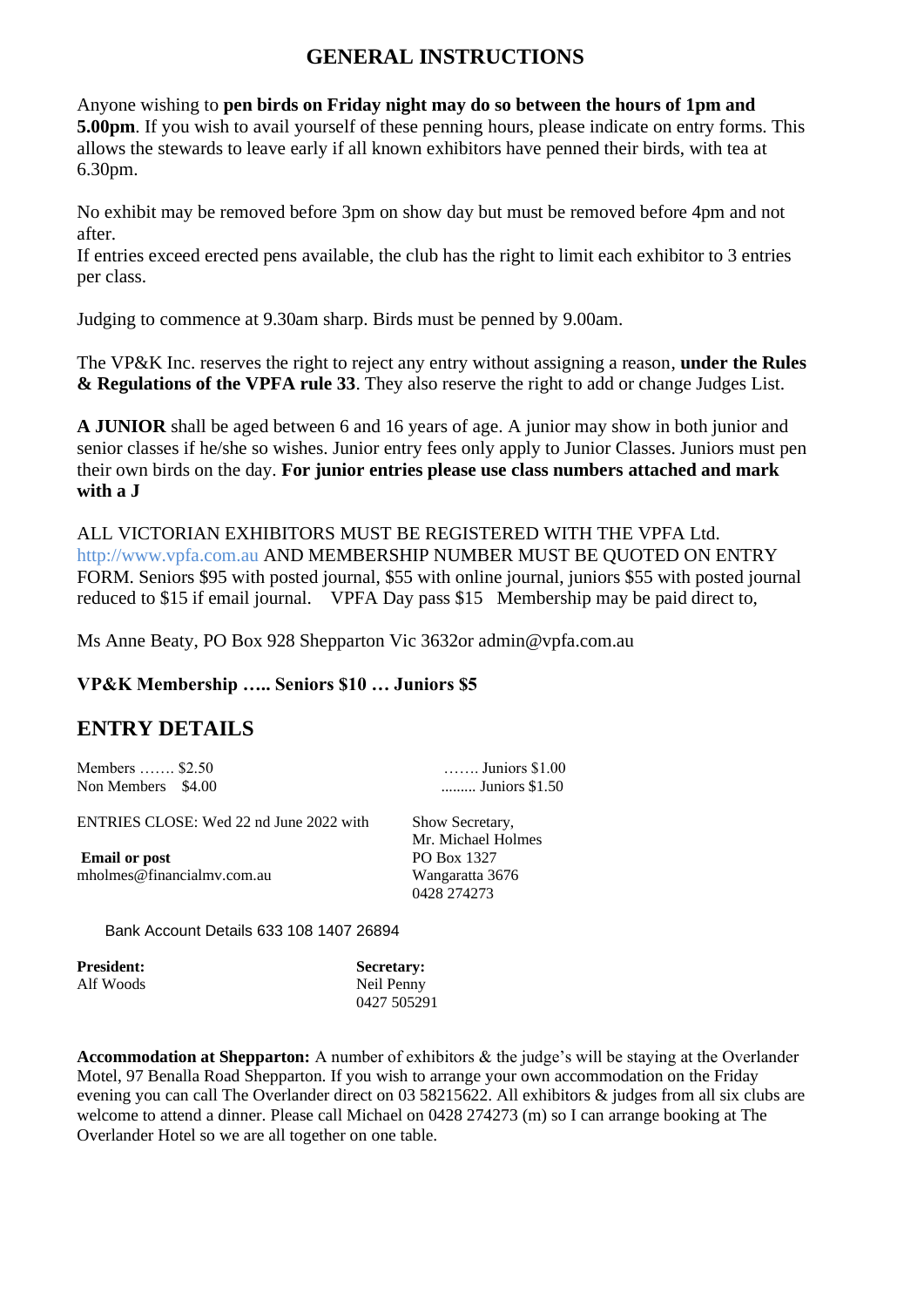# GENERAL INSTRUCTIONS

Anyone wishing to **pen birds on Friday night may do so between the hours of 1pm and 5.00pm**. If you wish to avail yourself of these penning hours, please indicate on entry forms. This allows the stewards to leave early if all known exhibitors have penned their birds, with tea at 6.30pm.

No exhibit may be removed before 3pm on show day but must be removed before 4pm and not after.
If entries exceed erected pens available, the club has the right to limit each exhibitor to 3 entries per class.

Judging to commence at 9.30am sharp. Birds must be penned by 9.00am.

The VP&K Inc. reserves the right to reject any entry without assigning a reason, **under the Rules & Regulations of the VPFA rule 33**. They also reserve the right to add or change Judges List.

**A JUNIOR** shall be aged between 6 and 16 years of age. A junior may show in both junior and senior classes if he/she so wishes. Junior entry fees only apply to Junior Classes. Juniors must pen their own birds on the day. **For junior entries please use class numbers attached and mark with a J**

ALL VICTORIAN EXHIBITORS MUST BE REGISTERED WITH THE VPFA Ltd. http://www.vpfa.com.au AND MEMBERSHIP NUMBER MUST BE QUOTED ON ENTRY FORM. Seniors $95 with posted journal, $55 with online journal, juniors $55 with posted journal reduced to $15 if email journal. VPFA Day pass $15 Membership may be paid direct to,

Ms Anne Beaty, PO Box 928 Shepparton Vic 3632or admin@vpfa.com.au

**VP&K Membership ….. Seniors $10 … Juniors $5**

## ENTRY DETAILS

Members ……. $2.50 ……. Juniors $1.00
Non Members $4.00 ......... Juniors $1.50

ENTRIES CLOSE: Wed 22 nd June 2022 with Show Secretary,
Mr. Michael Holmes
PO Box 1327
Wangaratta 3676
0428 274273

**Email or post**
mholmes@financialmv.com.au

Bank Account Details 633 108 1407 26894

**President:**
Alf Woods

**Secretary:**
Neil Penny
0427 505291

**Accommodation at Shepparton:** A number of exhibitors & the judge's will be staying at the Overlander Motel, 97 Benalla Road Shepparton. If you wish to arrange your own accommodation on the Friday evening you can call The Overlander direct on 03 58215622. All exhibitors & judges from all six clubs are welcome to attend a dinner. Please call Michael on 0428 274273 (m) so I can arrange booking at The Overlander Hotel so we are all together on one table.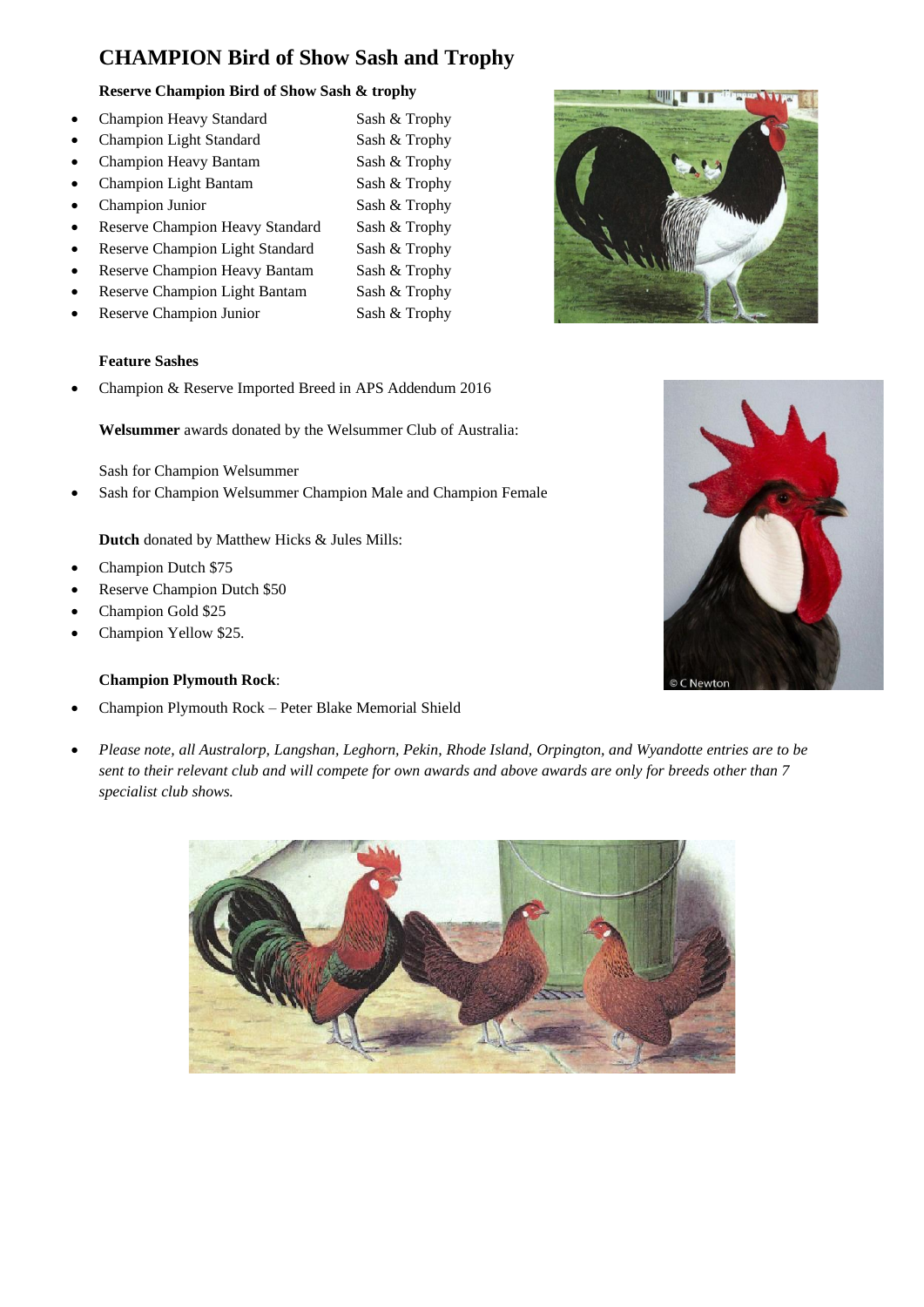# CHAMPION Bird of Show Sash and Trophy

**Reserve Champion Bird of Show Sash & trophy**

- Champion Heavy Standard — Sash & Trophy
- Champion Light Standard — Sash & Trophy
- Champion Heavy Bantam — Sash & Trophy
- Champion Light Bantam — Sash & Trophy
- Champion Junior — Sash & Trophy
- Reserve Champion Heavy Standard — Sash & Trophy
- Reserve Champion Light Standard — Sash & Trophy
- Reserve Champion Heavy Bantam — Sash & Trophy
- Reserve Champion Light Bantam — Sash & Trophy
- Reserve Champion Junior — Sash & Trophy

**Feature Sashes**

- Champion & Reserve Imported Breed in APS Addendum 2016

**Welsummer** awards donated by the Welsummer Club of Australia:

Sash for Champion Welsummer

- Sash for Champion Welsummer Champion Male and Champion Female

**Dutch** donated by Matthew Hicks & Jules Mills:

- Champion Dutch $75
- Reserve Champion Dutch $50
- Champion Gold $25
- Champion Yellow $25.

**Champion Plymouth Rock**:

- Champion Plymouth Rock – Peter Blake Memorial Shield

- *Please note, all Australorp, Langshan, Leghorn, Pekin, Rhode Island, Orpington, and Wyandotte entries are to be sent to their relevant club and will compete for own awards and above awards are only for breeds other than 7 specialist club shows.*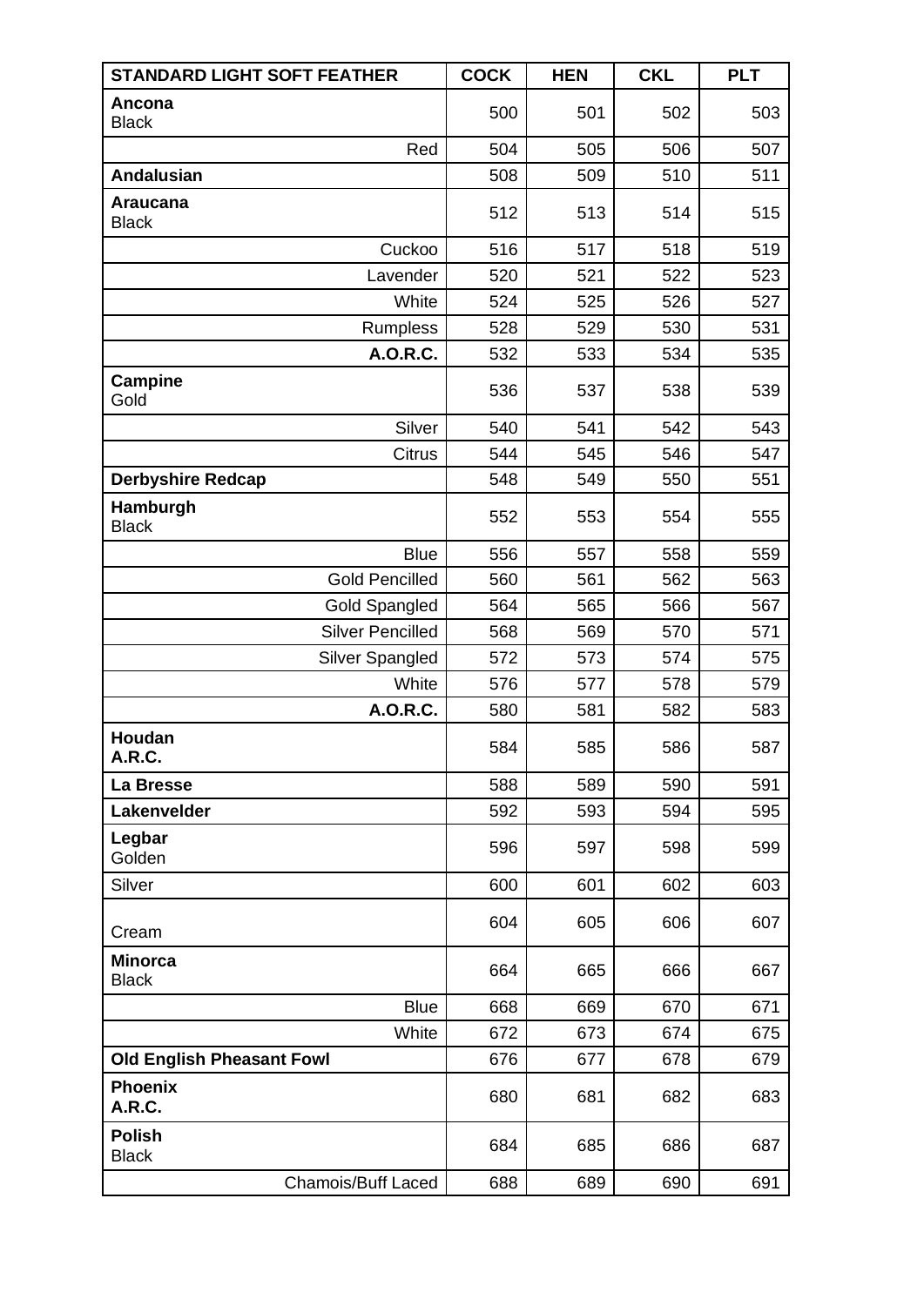| STANDARD LIGHT SOFT FEATHER | COCK | HEN | CKL | PLT |
|---|---|---|---|---|
| **Ancona** Black | 500 | 501 | 502 | 503 |
| Red | 504 | 505 | 506 | 507 |
| **Andalusian** | 508 | 509 | 510 | 511 |
| **Araucana** Black | 512 | 513 | 514 | 515 |
| Cuckoo | 516 | 517 | 518 | 519 |
| Lavender | 520 | 521 | 522 | 523 |
| White | 524 | 525 | 526 | 527 |
| Rumpless | 528 | 529 | 530 | 531 |
| **A.O.R.C.** | 532 | 533 | 534 | 535 |
| **Campine** Gold | 536 | 537 | 538 | 539 |
| Silver | 540 | 541 | 542 | 543 |
| Citrus | 544 | 545 | 546 | 547 |
| **Derbyshire Redcap** | 548 | 549 | 550 | 551 |
| **Hamburgh** Black | 552 | 553 | 554 | 555 |
| Blue | 556 | 557 | 558 | 559 |
| Gold Pencilled | 560 | 561 | 562 | 563 |
| Gold Spangled | 564 | 565 | 566 | 567 |
| Silver Pencilled | 568 | 569 | 570 | 571 |
| Silver Spangled | 572 | 573 | 574 | 575 |
| White | 576 | 577 | 578 | 579 |
| **A.O.R.C.** | 580 | 581 | 582 | 583 |
| **Houdan** **A.R.C.** | 584 | 585 | 586 | 587 |
| **La Bresse** | 588 | 589 | 590 | 591 |
| **Lakenvelder** | 592 | 593 | 594 | 595 |
| **Legbar** Golden | 596 | 597 | 598 | 599 |
| Silver | 600 | 601 | 602 | 603 |
| Cream | 604 | 605 | 606 | 607 |
| **Minorca** Black | 664 | 665 | 666 | 667 |
| Blue | 668 | 669 | 670 | 671 |
| White | 672 | 673 | 674 | 675 |
| **Old English Pheasant Fowl** | 676 | 677 | 678 | 679 |
| **Phoenix** **A.R.C.** | 680 | 681 | 682 | 683 |
| **Polish** Black | 684 | 685 | 686 | 687 |
| Chamois/Buff Laced | 688 | 689 | 690 | 691 |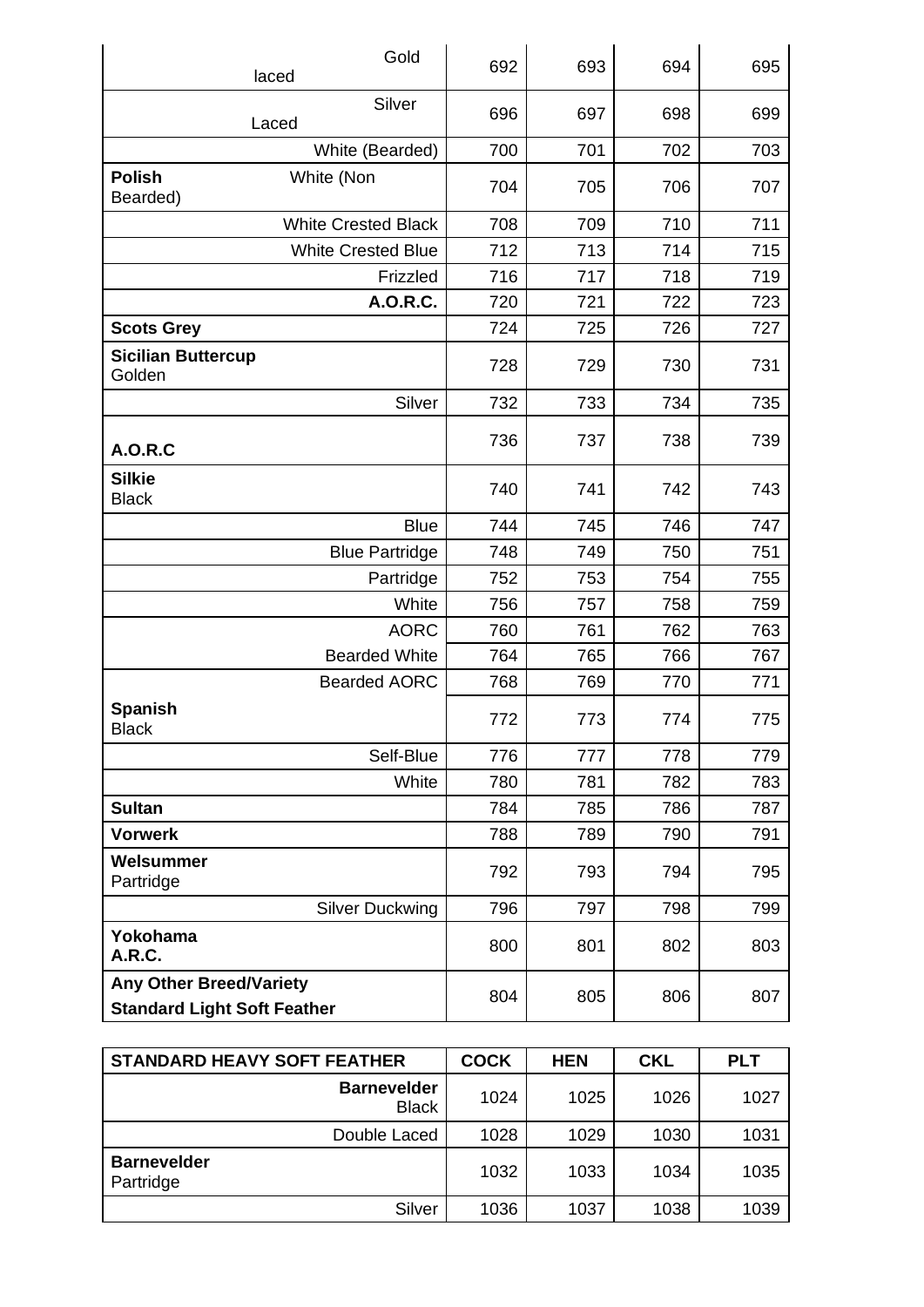| | | | | |
|---|---|---|---|---|
| Gold laced | 692 | 693 | 694 | 695 |
| Silver Laced | 696 | 697 | 698 | 699 |
| White (Bearded) | 700 | 701 | 702 | 703 |
| **Polish** White (Non Bearded) | 704 | 705 | 706 | 707 |
| White Crested Black | 708 | 709 | 710 | 711 |
| White Crested Blue | 712 | 713 | 714 | 715 |
| Frizzled | 716 | 717 | 718 | 719 |
| **A.O.R.C.** | 720 | 721 | 722 | 723 |
| **Scots Grey** | 724 | 725 | 726 | 727 |
| **Sicilian Buttercup** Golden | 728 | 729 | 730 | 731 |
| Silver | 732 | 733 | 734 | 735 |
| **A.O.R.C** | 736 | 737 | 738 | 739 |
| **Silkie** Black | 740 | 741 | 742 | 743 |
| Blue | 744 | 745 | 746 | 747 |
| Blue Partridge | 748 | 749 | 750 | 751 |
| Partridge | 752 | 753 | 754 | 755 |
| White | 756 | 757 | 758 | 759 |
| AORC | 760 | 761 | 762 | 763 |
| Bearded White | 764 | 765 | 766 | 767 |
| Bearded AORC | 768 | 769 | 770 | 771 |
| **Spanish** Black | 772 | 773 | 774 | 775 |
| Self-Blue | 776 | 777 | 778 | 779 |
| White | 780 | 781 | 782 | 783 |
| **Sultan** | 784 | 785 | 786 | 787 |
| **Vorwerk** | 788 | 789 | 790 | 791 |
| **Welsummer** Partridge | 792 | 793 | 794 | 795 |
| Silver Duckwing | 796 | 797 | 798 | 799 |
| **Yokohama** **A.R.C.** | 800 | 801 | 802 | 803 |
| **Any Other Breed/Variety** **Standard Light Soft Feather** | 804 | 805 | 806 | 807 |

| **STANDARD HEAVY SOFT FEATHER** | **COCK** | **HEN** | **CKL** | **PLT** |
|---|---|---|---|---|
| **Barnevelder** Black | 1024 | 1025 | 1026 | 1027 |
| Double Laced | 1028 | 1029 | 1030 | 1031 |
| **Barnevelder** Partridge | 1032 | 1033 | 1034 | 1035 |
| Silver | 1036 | 1037 | 1038 | 1039 |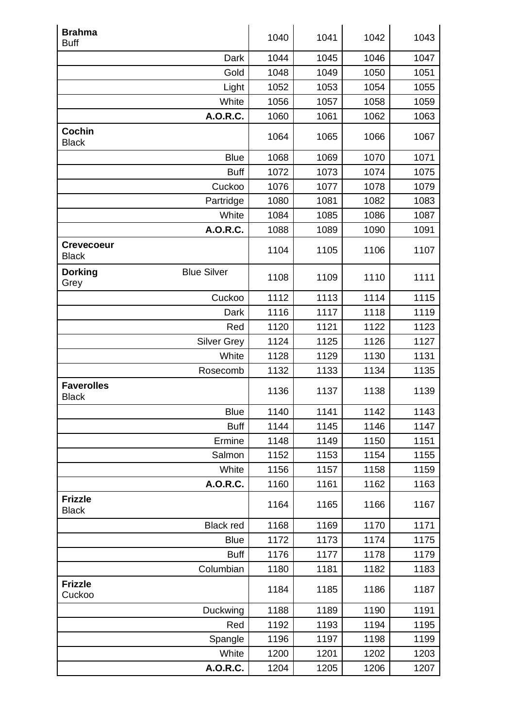| | | | | |
|---|---|---|---|---|
| **Brahma** Buff | 1040 | 1041 | 1042 | 1043 |
| Dark | 1044 | 1045 | 1046 | 1047 |
| Gold | 1048 | 1049 | 1050 | 1051 |
| Light | 1052 | 1053 | 1054 | 1055 |
| White | 1056 | 1057 | 1058 | 1059 |
| **A.O.R.C.** | 1060 | 1061 | 1062 | 1063 |
| **Cochin** Black | 1064 | 1065 | 1066 | 1067 |
| Blue | 1068 | 1069 | 1070 | 1071 |
| Buff | 1072 | 1073 | 1074 | 1075 |
| Cuckoo | 1076 | 1077 | 1078 | 1079 |
| Partridge | 1080 | 1081 | 1082 | 1083 |
| White | 1084 | 1085 | 1086 | 1087 |
| **A.O.R.C.** | 1088 | 1089 | 1090 | 1091 |
| **Crevecoeur** Black | 1104 | 1105 | 1106 | 1107 |
| **Dorking** Grey Blue Silver | 1108 | 1109 | 1110 | 1111 |
| Cuckoo | 1112 | 1113 | 1114 | 1115 |
| Dark | 1116 | 1117 | 1118 | 1119 |
| Red | 1120 | 1121 | 1122 | 1123 |
| Silver Grey | 1124 | 1125 | 1126 | 1127 |
| White | 1128 | 1129 | 1130 | 1131 |
| Rosecomb | 1132 | 1133 | 1134 | 1135 |
| **Faverolles** Black | 1136 | 1137 | 1138 | 1139 |
| Blue | 1140 | 1141 | 1142 | 1143 |
| Buff | 1144 | 1145 | 1146 | 1147 |
| Ermine | 1148 | 1149 | 1150 | 1151 |
| Salmon | 1152 | 1153 | 1154 | 1155 |
| White | 1156 | 1157 | 1158 | 1159 |
| **A.O.R.C.** | 1160 | 1161 | 1162 | 1163 |
| **Frizzle** Black | 1164 | 1165 | 1166 | 1167 |
| Black red | 1168 | 1169 | 1170 | 1171 |
| Blue | 1172 | 1173 | 1174 | 1175 |
| Buff | 1176 | 1177 | 1178 | 1179 |
| Columbian | 1180 | 1181 | 1182 | 1183 |
| **Frizzle** Cuckoo | 1184 | 1185 | 1186 | 1187 |
| Duckwing | 1188 | 1189 | 1190 | 1191 |
| Red | 1192 | 1193 | 1194 | 1195 |
| Spangle | 1196 | 1197 | 1198 | 1199 |
| White | 1200 | 1201 | 1202 | 1203 |
| **A.O.R.C.** | 1204 | 1205 | 1206 | 1207 |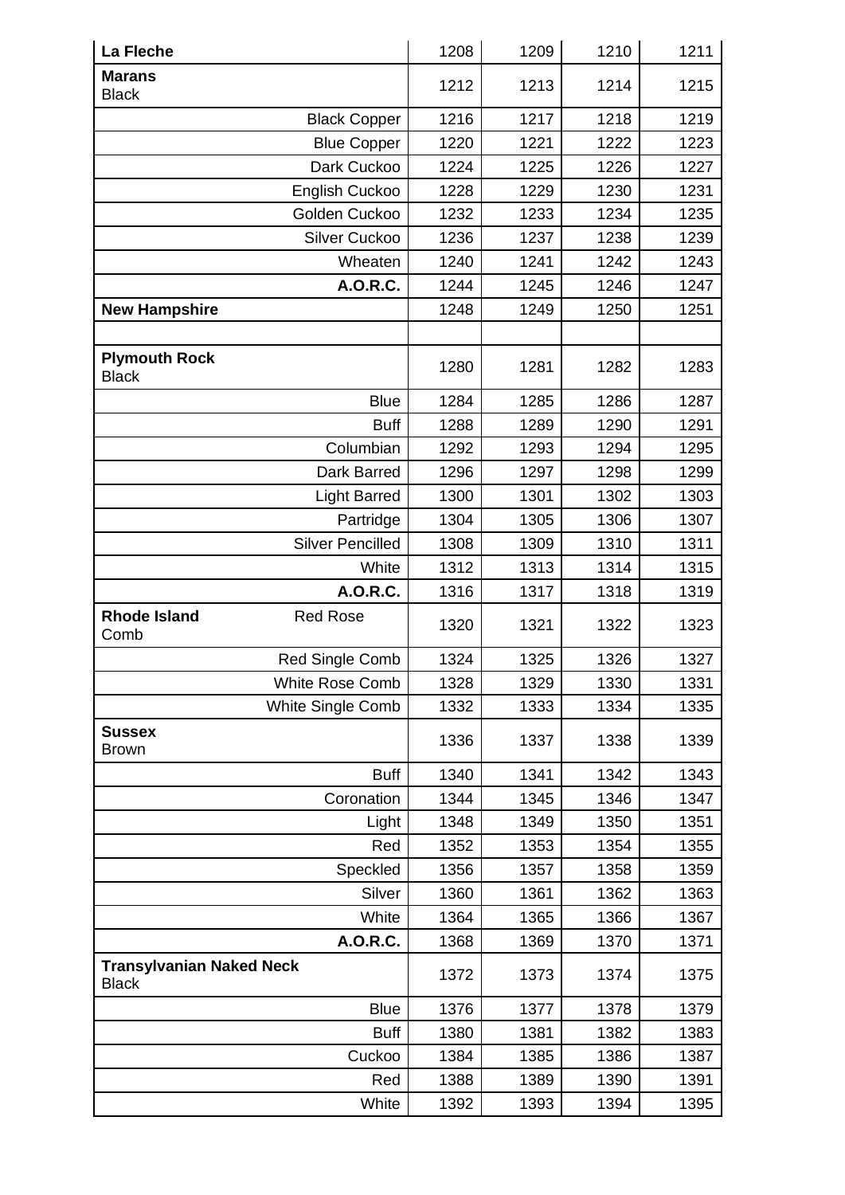| | | | | |
|---|---|---|---|---|
| **La Fleche** | 1208 | 1209 | 1210 | 1211 |
| **Marans** Black | 1212 | 1213 | 1214 | 1215 |
| Black Copper | 1216 | 1217 | 1218 | 1219 |
| Blue Copper | 1220 | 1221 | 1222 | 1223 |
| Dark Cuckoo | 1224 | 1225 | 1226 | 1227 |
| English Cuckoo | 1228 | 1229 | 1230 | 1231 |
| Golden Cuckoo | 1232 | 1233 | 1234 | 1235 |
| Silver Cuckoo | 1236 | 1237 | 1238 | 1239 |
| Wheaten | 1240 | 1241 | 1242 | 1243 |
| **A.O.R.C.** | 1244 | 1245 | 1246 | 1247 |
| **New Hampshire** | 1248 | 1249 | 1250 | 1251 |
| | | | | |
| **Plymouth Rock** Black | 1280 | 1281 | 1282 | 1283 |
| Blue | 1284 | 1285 | 1286 | 1287 |
| Buff | 1288 | 1289 | 1290 | 1291 |
| Columbian | 1292 | 1293 | 1294 | 1295 |
| Dark Barred | 1296 | 1297 | 1298 | 1299 |
| Light Barred | 1300 | 1301 | 1302 | 1303 |
| Partridge | 1304 | 1305 | 1306 | 1307 |
| Silver Pencilled | 1308 | 1309 | 1310 | 1311 |
| White | 1312 | 1313 | 1314 | 1315 |
| **A.O.R.C.** | 1316 | 1317 | 1318 | 1319 |
| **Rhode Island** Red Rose Comb | 1320 | 1321 | 1322 | 1323 |
| Red Single Comb | 1324 | 1325 | 1326 | 1327 |
| White Rose Comb | 1328 | 1329 | 1330 | 1331 |
| White Single Comb | 1332 | 1333 | 1334 | 1335 |
| **Sussex** Brown | 1336 | 1337 | 1338 | 1339 |
| Buff | 1340 | 1341 | 1342 | 1343 |
| Coronation | 1344 | 1345 | 1346 | 1347 |
| Light | 1348 | 1349 | 1350 | 1351 |
| Red | 1352 | 1353 | 1354 | 1355 |
| Speckled | 1356 | 1357 | 1358 | 1359 |
| Silver | 1360 | 1361 | 1362 | 1363 |
| White | 1364 | 1365 | 1366 | 1367 |
| **A.O.R.C.** | 1368 | 1369 | 1370 | 1371 |
| **Transylvanian Naked Neck** Black | 1372 | 1373 | 1374 | 1375 |
| Blue | 1376 | 1377 | 1378 | 1379 |
| Buff | 1380 | 1381 | 1382 | 1383 |
| Cuckoo | 1384 | 1385 | 1386 | 1387 |
| Red | 1388 | 1389 | 1390 | 1391 |
| White | 1392 | 1393 | 1394 | 1395 |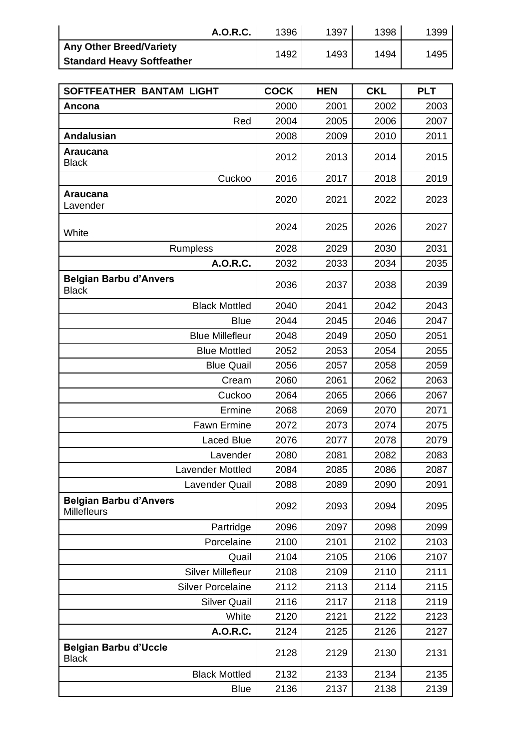| A.O.R.C. | 1396 | 1397 | 1398 | 1399 |
|---|---|---|---|---|
| **Any Other Breed/Variety Standard Heavy Softfeather** | 1492 | 1493 | 1494 | 1495 |

| SOFTFEATHER BANTAM LIGHT | COCK | HEN | CKL | PLT |
|---|---|---|---|---|
| **Ancona** | 2000 | 2001 | 2002 | 2003 |
| Red | 2004 | 2005 | 2006 | 2007 |
| **Andalusian** | 2008 | 2009 | 2010 | 2011 |
| **Araucana** Black | 2012 | 2013 | 2014 | 2015 |
| Cuckoo | 2016 | 2017 | 2018 | 2019 |
| **Araucana** Lavender | 2020 | 2021 | 2022 | 2023 |
| White | 2024 | 2025 | 2026 | 2027 |
| Rumpless | 2028 | 2029 | 2030 | 2031 |
| **A.O.R.C.** | 2032 | 2033 | 2034 | 2035 |
| **Belgian Barbu d'Anvers** Black | 2036 | 2037 | 2038 | 2039 |
| Black Mottled | 2040 | 2041 | 2042 | 2043 |
| Blue | 2044 | 2045 | 2046 | 2047 |
| Blue Millefleur | 2048 | 2049 | 2050 | 2051 |
| Blue Mottled | 2052 | 2053 | 2054 | 2055 |
| Blue Quail | 2056 | 2057 | 2058 | 2059 |
| Cream | 2060 | 2061 | 2062 | 2063 |
| Cuckoo | 2064 | 2065 | 2066 | 2067 |
| Ermine | 2068 | 2069 | 2070 | 2071 |
| Fawn Ermine | 2072 | 2073 | 2074 | 2075 |
| Laced Blue | 2076 | 2077 | 2078 | 2079 |
| Lavender | 2080 | 2081 | 2082 | 2083 |
| Lavender Mottled | 2084 | 2085 | 2086 | 2087 |
| Lavender Quail | 2088 | 2089 | 2090 | 2091 |
| **Belgian Barbu d'Anvers** Millefleurs | 2092 | 2093 | 2094 | 2095 |
| Partridge | 2096 | 2097 | 2098 | 2099 |
| Porcelaine | 2100 | 2101 | 2102 | 2103 |
| Quail | 2104 | 2105 | 2106 | 2107 |
| Silver Millefleur | 2108 | 2109 | 2110 | 2111 |
| Silver Porcelaine | 2112 | 2113 | 2114 | 2115 |
| Silver Quail | 2116 | 2117 | 2118 | 2119 |
| White | 2120 | 2121 | 2122 | 2123 |
| **A.O.R.C.** | 2124 | 2125 | 2126 | 2127 |
| **Belgian Barbu d'Uccle** Black | 2128 | 2129 | 2130 | 2131 |
| Black Mottled | 2132 | 2133 | 2134 | 2135 |
| Blue | 2136 | 2137 | 2138 | 2139 |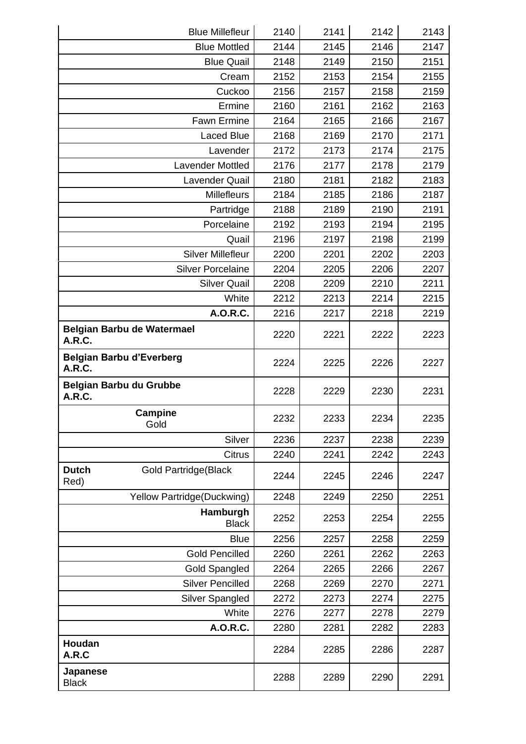| | | | | |
|---|---|---|---|---|
| Blue Millefleur | 2140 | 2141 | 2142 | 2143 |
| Blue Mottled | 2144 | 2145 | 2146 | 2147 |
| Blue Quail | 2148 | 2149 | 2150 | 2151 |
| Cream | 2152 | 2153 | 2154 | 2155 |
| Cuckoo | 2156 | 2157 | 2158 | 2159 |
| Ermine | 2160 | 2161 | 2162 | 2163 |
| Fawn Ermine | 2164 | 2165 | 2166 | 2167 |
| Laced Blue | 2168 | 2169 | 2170 | 2171 |
| Lavender | 2172 | 2173 | 2174 | 2175 |
| Lavender Mottled | 2176 | 2177 | 2178 | 2179 |
| Lavender Quail | 2180 | 2181 | 2182 | 2183 |
| Millefleurs | 2184 | 2185 | 2186 | 2187 |
| Partridge | 2188 | 2189 | 2190 | 2191 |
| Porcelaine | 2192 | 2193 | 2194 | 2195 |
| Quail | 2196 | 2197 | 2198 | 2199 |
| Silver Millefleur | 2200 | 2201 | 2202 | 2203 |
| Silver Porcelaine | 2204 | 2205 | 2206 | 2207 |
| Silver Quail | 2208 | 2209 | 2210 | 2211 |
| White | 2212 | 2213 | 2214 | 2215 |
| **A.O.R.C.** | 2216 | 2217 | 2218 | 2219 |
| **Belgian Barbu de Watermael A.R.C.** | 2220 | 2221 | 2222 | 2223 |
| **Belgian Barbu d'Everberg A.R.C.** | 2224 | 2225 | 2226 | 2227 |
| **Belgian Barbu du Grubbe A.R.C.** | 2228 | 2229 | 2230 | 2231 |
| **Campine** Gold | 2232 | 2233 | 2234 | 2235 |
| Silver | 2236 | 2237 | 2238 | 2239 |
| Citrus | 2240 | 2241 | 2242 | 2243 |
| **Dutch** Gold Partridge(Black Red) | 2244 | 2245 | 2246 | 2247 |
| Yellow Partridge(Duckwing) | 2248 | 2249 | 2250 | 2251 |
| **Hamburgh** Black | 2252 | 2253 | 2254 | 2255 |
| Blue | 2256 | 2257 | 2258 | 2259 |
| Gold Pencilled | 2260 | 2261 | 2262 | 2263 |
| Gold Spangled | 2264 | 2265 | 2266 | 2267 |
| Silver Pencilled | 2268 | 2269 | 2270 | 2271 |
| Silver Spangled | 2272 | 2273 | 2274 | 2275 |
| White | 2276 | 2277 | 2278 | 2279 |
| **A.O.R.C.** | 2280 | 2281 | 2282 | 2283 |
| **Houdan A.R.C** | 2284 | 2285 | 2286 | 2287 |
| **Japanese** Black | 2288 | 2289 | 2290 | 2291 |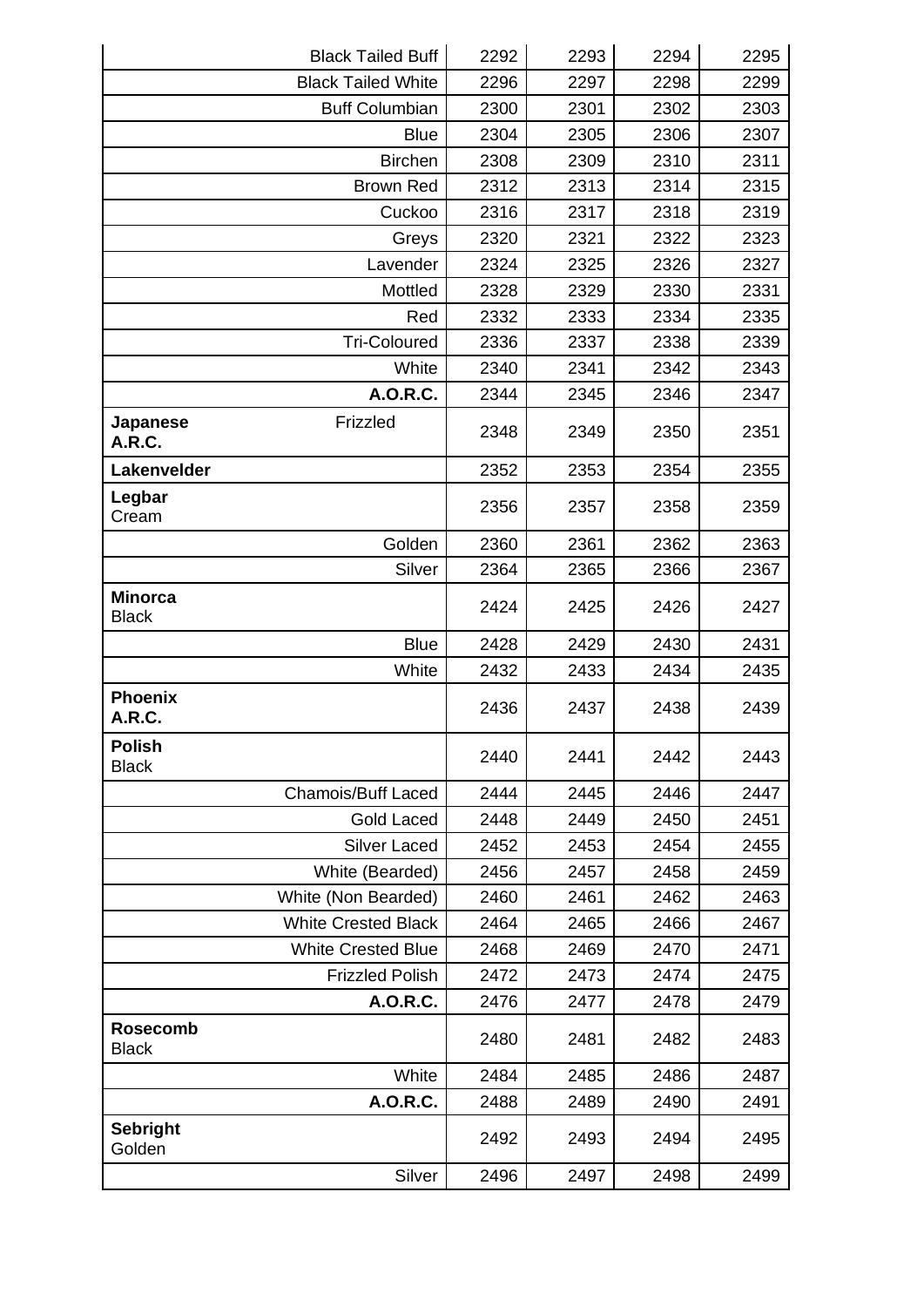| | | | | |
|---|---|---|---|---|
| Black Tailed Buff | 2292 | 2293 | 2294 | 2295 |
| Black Tailed White | 2296 | 2297 | 2298 | 2299 |
| Buff Columbian | 2300 | 2301 | 2302 | 2303 |
| Blue | 2304 | 2305 | 2306 | 2307 |
| Birchen | 2308 | 2309 | 2310 | 2311 |
| Brown Red | 2312 | 2313 | 2314 | 2315 |
| Cuckoo | 2316 | 2317 | 2318 | 2319 |
| Greys | 2320 | 2321 | 2322 | 2323 |
| Lavender | 2324 | 2325 | 2326 | 2327 |
| Mottled | 2328 | 2329 | 2330 | 2331 |
| Red | 2332 | 2333 | 2334 | 2335 |
| Tri-Coloured | 2336 | 2337 | 2338 | 2339 |
| White | 2340 | 2341 | 2342 | 2343 |
| **A.O.R.C.** | 2344 | 2345 | 2346 | 2347 |
| **Japanese** Frizzled **A.R.C.** | 2348 | 2349 | 2350 | 2351 |
| **Lakenvelder** | 2352 | 2353 | 2354 | 2355 |
| **Legbar** Cream | 2356 | 2357 | 2358 | 2359 |
| Golden | 2360 | 2361 | 2362 | 2363 |
| Silver | 2364 | 2365 | 2366 | 2367 |
| **Minorca** Black | 2424 | 2425 | 2426 | 2427 |
| Blue | 2428 | 2429 | 2430 | 2431 |
| White | 2432 | 2433 | 2434 | 2435 |
| **Phoenix A.R.C.** | 2436 | 2437 | 2438 | 2439 |
| **Polish** Black | 2440 | 2441 | 2442 | 2443 |
| Chamois/Buff Laced | 2444 | 2445 | 2446 | 2447 |
| Gold Laced | 2448 | 2449 | 2450 | 2451 |
| Silver Laced | 2452 | 2453 | 2454 | 2455 |
| White (Bearded) | 2456 | 2457 | 2458 | 2459 |
| White (Non Bearded) | 2460 | 2461 | 2462 | 2463 |
| White Crested Black | 2464 | 2465 | 2466 | 2467 |
| White Crested Blue | 2468 | 2469 | 2470 | 2471 |
| Frizzled Polish | 2472 | 2473 | 2474 | 2475 |
| **A.O.R.C.** | 2476 | 2477 | 2478 | 2479 |
| **Rosecomb** Black | 2480 | 2481 | 2482 | 2483 |
| White | 2484 | 2485 | 2486 | 2487 |
| **A.O.R.C.** | 2488 | 2489 | 2490 | 2491 |
| **Sebright** Golden | 2492 | 2493 | 2494 | 2495 |
| Silver | 2496 | 2497 | 2498 | 2499 |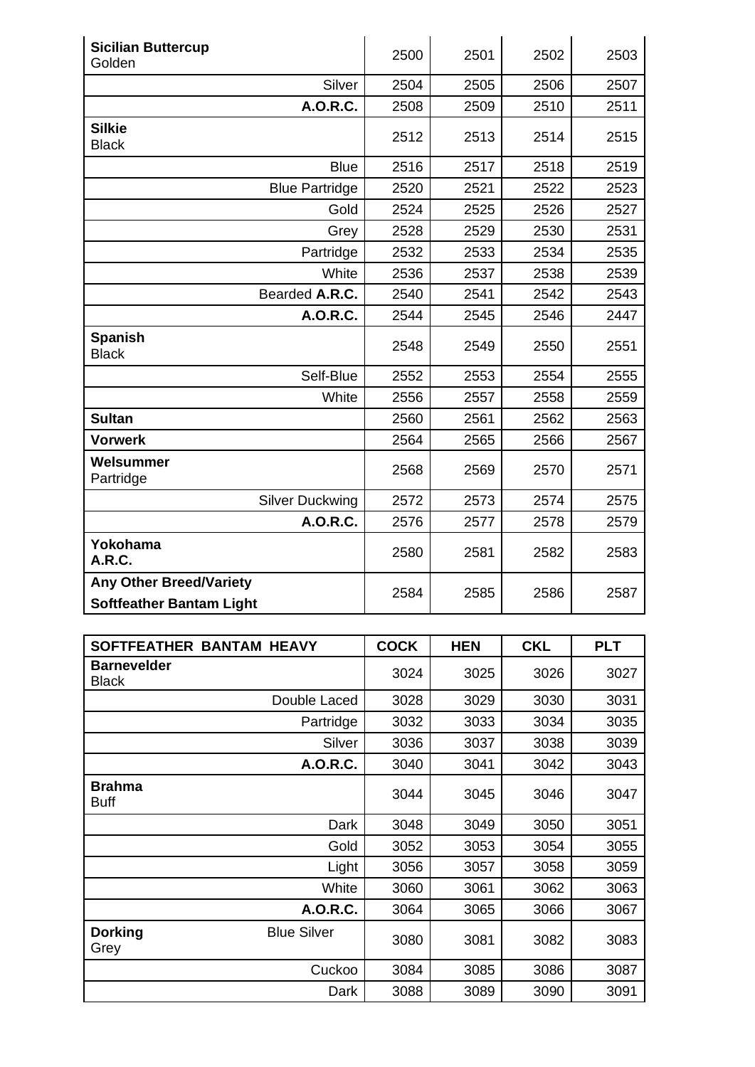| | | | | |
|---|---|---|---|---|
| **Sicilian Buttercup** Golden | 2500 | 2501 | 2502 | 2503 |
| Silver | 2504 | 2505 | 2506 | 2507 |
| **A.O.R.C.** | 2508 | 2509 | 2510 | 2511 |
| **Silkie** Black | 2512 | 2513 | 2514 | 2515 |
| Blue | 2516 | 2517 | 2518 | 2519 |
| Blue Partridge | 2520 | 2521 | 2522 | 2523 |
| Gold | 2524 | 2525 | 2526 | 2527 |
| Grey | 2528 | 2529 | 2530 | 2531 |
| Partridge | 2532 | 2533 | 2534 | 2535 |
| White | 2536 | 2537 | 2538 | 2539 |
| Bearded **A.R.C.** | 2540 | 2541 | 2542 | 2543 |
| **A.O.R.C.** | 2544 | 2545 | 2546 | 2447 |
| **Spanish** Black | 2548 | 2549 | 2550 | 2551 |
| Self-Blue | 2552 | 2553 | 2554 | 2555 |
| White | 2556 | 2557 | 2558 | 2559 |
| **Sultan** | 2560 | 2561 | 2562 | 2563 |
| **Vorwerk** | 2564 | 2565 | 2566 | 2567 |
| **Welsummer** Partridge | 2568 | 2569 | 2570 | 2571 |
| Silver Duckwing | 2572 | 2573 | 2574 | 2575 |
| **A.O.R.C.** | 2576 | 2577 | 2578 | 2579 |
| **Yokohama** **A.R.C.** | 2580 | 2581 | 2582 | 2583 |
| **Any Other Breed/Variety** **Softfeather Bantam Light** | 2584 | 2585 | 2586 | 2587 |

| SOFTFEATHER BANTAM HEAVY | COCK | HEN | CKL | PLT |
|---|---|---|---|---|
| **Barnevelder** Black | 3024 | 3025 | 3026 | 3027 |
| Double Laced | 3028 | 3029 | 3030 | 3031 |
| Partridge | 3032 | 3033 | 3034 | 3035 |
| Silver | 3036 | 3037 | 3038 | 3039 |
| **A.O.R.C.** | 3040 | 3041 | 3042 | 3043 |
| **Brahma** Buff | 3044 | 3045 | 3046 | 3047 |
| Dark | 3048 | 3049 | 3050 | 3051 |
| Gold | 3052 | 3053 | 3054 | 3055 |
| Light | 3056 | 3057 | 3058 | 3059 |
| White | 3060 | 3061 | 3062 | 3063 |
| **A.O.R.C.** | 3064 | 3065 | 3066 | 3067 |
| **Dorking** Blue Silver Grey | 3080 | 3081 | 3082 | 3083 |
| Cuckoo | 3084 | 3085 | 3086 | 3087 |
| Dark | 3088 | 3089 | 3090 | 3091 |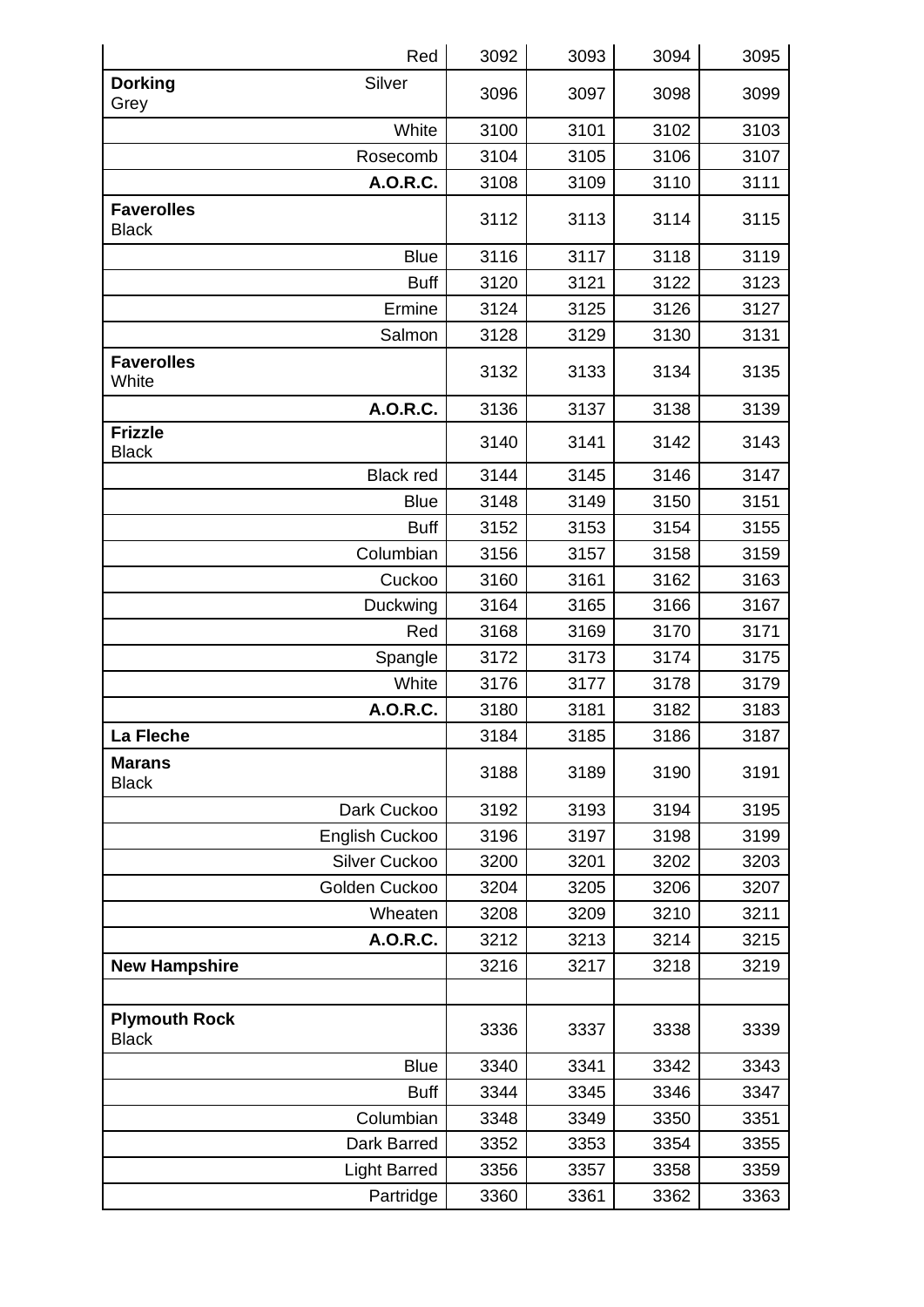| | | | | |
|---|---|---|---|---|
| Red | 3092 | 3093 | 3094 | 3095 |
| **Dorking** Silver Grey | 3096 | 3097 | 3098 | 3099 |
| White | 3100 | 3101 | 3102 | 3103 |
| Rosecomb | 3104 | 3105 | 3106 | 3107 |
| **A.O.R.C.** | 3108 | 3109 | 3110 | 3111 |
| **Faverolles** Black | 3112 | 3113 | 3114 | 3115 |
| Blue | 3116 | 3117 | 3118 | 3119 |
| Buff | 3120 | 3121 | 3122 | 3123 |
| Ermine | 3124 | 3125 | 3126 | 3127 |
| Salmon | 3128 | 3129 | 3130 | 3131 |
| **Faverolles** White | 3132 | 3133 | 3134 | 3135 |
| **A.O.R.C.** | 3136 | 3137 | 3138 | 3139 |
| **Frizzle** Black | 3140 | 3141 | 3142 | 3143 |
| Black red | 3144 | 3145 | 3146 | 3147 |
| Blue | 3148 | 3149 | 3150 | 3151 |
| Buff | 3152 | 3153 | 3154 | 3155 |
| Columbian | 3156 | 3157 | 3158 | 3159 |
| Cuckoo | 3160 | 3161 | 3162 | 3163 |
| Duckwing | 3164 | 3165 | 3166 | 3167 |
| Red | 3168 | 3169 | 3170 | 3171 |
| Spangle | 3172 | 3173 | 3174 | 3175 |
| White | 3176 | 3177 | 3178 | 3179 |
| **A.O.R.C.** | 3180 | 3181 | 3182 | 3183 |
| **La Fleche** | 3184 | 3185 | 3186 | 3187 |
| **Marans** Black | 3188 | 3189 | 3190 | 3191 |
| Dark Cuckoo | 3192 | 3193 | 3194 | 3195 |
| English Cuckoo | 3196 | 3197 | 3198 | 3199 |
| Silver Cuckoo | 3200 | 3201 | 3202 | 3203 |
| Golden Cuckoo | 3204 | 3205 | 3206 | 3207 |
| Wheaten | 3208 | 3209 | 3210 | 3211 |
| **A.O.R.C.** | 3212 | 3213 | 3214 | 3215 |
| **New Hampshire** | 3216 | 3217 | 3218 | 3219 |
| | | | | |
| **Plymouth Rock** Black | 3336 | 3337 | 3338 | 3339 |
| Blue | 3340 | 3341 | 3342 | 3343 |
| Buff | 3344 | 3345 | 3346 | 3347 |
| Columbian | 3348 | 3349 | 3350 | 3351 |
| Dark Barred | 3352 | 3353 | 3354 | 3355 |
| Light Barred | 3356 | 3357 | 3358 | 3359 |
| Partridge | 3360 | 3361 | 3362 | 3363 |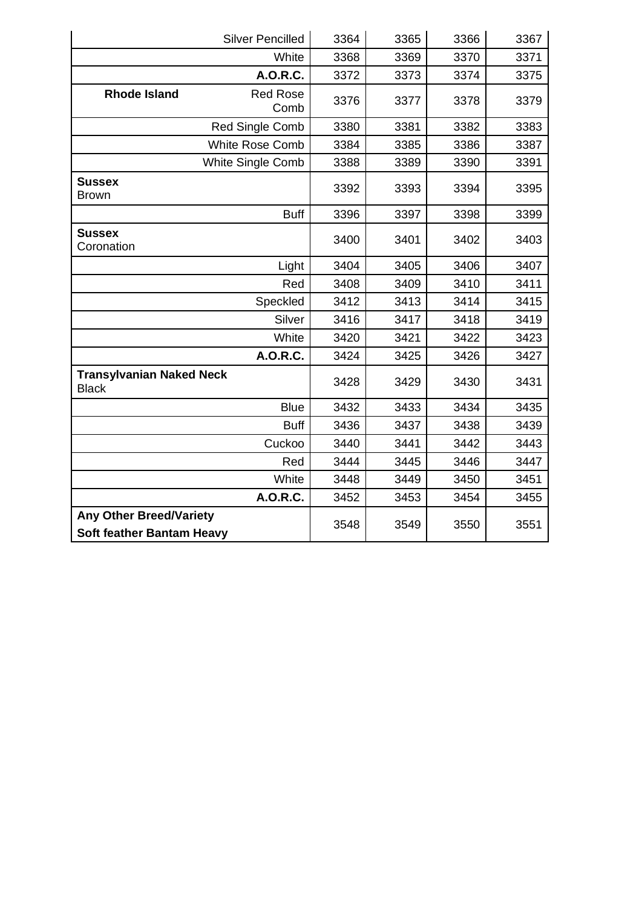| | | | | |
|---|---|---|---|---|
| Silver Pencilled | 3364 | 3365 | 3366 | 3367 |
| White | 3368 | 3369 | 3370 | 3371 |
| **A.O.R.C.** | 3372 | 3373 | 3374 | 3375 |
| **Rhode Island** Red Rose Comb | 3376 | 3377 | 3378 | 3379 |
| Red Single Comb | 3380 | 3381 | 3382 | 3383 |
| White Rose Comb | 3384 | 3385 | 3386 | 3387 |
| White Single Comb | 3388 | 3389 | 3390 | 3391 |
| **Sussex** Brown | 3392 | 3393 | 3394 | 3395 |
| Buff | 3396 | 3397 | 3398 | 3399 |
| **Sussex** Coronation | 3400 | 3401 | 3402 | 3403 |
| Light | 3404 | 3405 | 3406 | 3407 |
| Red | 3408 | 3409 | 3410 | 3411 |
| Speckled | 3412 | 3413 | 3414 | 3415 |
| Silver | 3416 | 3417 | 3418 | 3419 |
| White | 3420 | 3421 | 3422 | 3423 |
| **A.O.R.C.** | 3424 | 3425 | 3426 | 3427 |
| **Transylvanian Naked Neck** Black | 3428 | 3429 | 3430 | 3431 |
| Blue | 3432 | 3433 | 3434 | 3435 |
| Buff | 3436 | 3437 | 3438 | 3439 |
| Cuckoo | 3440 | 3441 | 3442 | 3443 |
| Red | 3444 | 3445 | 3446 | 3447 |
| White | 3448 | 3449 | 3450 | 3451 |
| **A.O.R.C.** | 3452 | 3453 | 3454 | 3455 |
| **Any Other Breed/Variety Soft feather Bantam Heavy** | 3548 | 3549 | 3550 | 3551 |